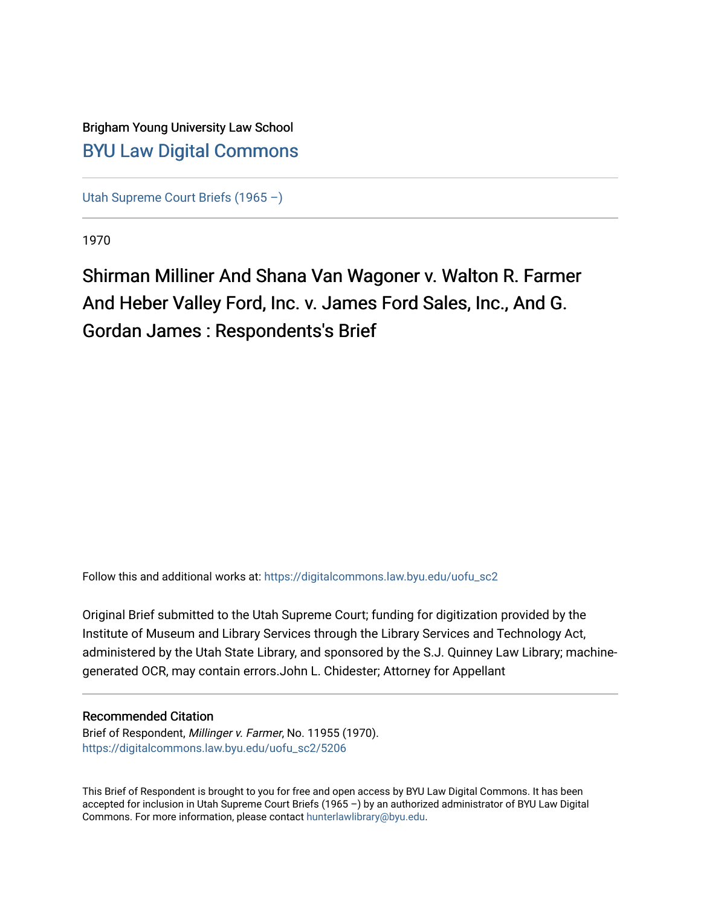Brigham Young University Law School

[BYU Law Digital Commons](https://digitalcommons.law.byu.edu)

---

[Utah Supreme Court Briefs (1965 –)](https://digitalcommons.law.byu.edu/uofu_sc2)

---

1970

# Shirman Milliner And Shana Van Wagoner v. Walton R. Farmer And Heber Valley Ford, Inc. v. James Ford Sales, Inc., And G. Gordan James : Respondents's Brief

Follow this and additional works at: https://digitalcommons.law.byu.edu/uofu_sc2

Original Brief submitted to the Utah Supreme Court; funding for digitization provided by the Institute of Museum and Library Services through the Library Services and Technology Act, administered by the Utah State Library, and sponsored by the S.J. Quinney Law Library; machine-generated OCR, may contain errors.John L. Chidester; Attorney for Appellant

---

### Recommended Citation

Brief of Respondent, *Millinger v. Farmer*, No. 11955 (1970).
https://digitalcommons.law.byu.edu/uofu_sc2/5206

---

This Brief of Respondent is brought to you for free and open access by BYU Law Digital Commons. It has been accepted for inclusion in Utah Supreme Court Briefs (1965 –) by an authorized administrator of BYU Law Digital Commons. For more information, please contact hunterlawlibrary@byu.edu.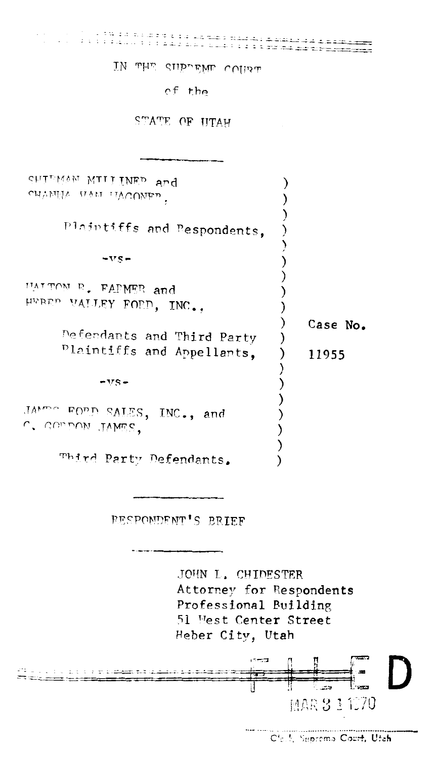IN THE SUPREME COURT

of the

STATE OF UTAH

---

SHERMAN MILLINER and SHANNA VAN WAGONER,

Plaintiffs and Respondents,

-vs-

WALTON R. FARMER and HEBER VALLEY FORD, INC.,

Defendants and Third Party Plaintiffs and Appellants,

-vs-

JAMES FORD SALES, INC., and C. GORDON JAMES,

Third Party Defendants.

Case No. 11955

---

RESPONDENT'S BRIEF

---

JOHN L. CHIDESTER
Attorney for Respondents
Professional Building
51 West Center Street
Heber City, Utah

FILED

MAR 31 1970

Clerk, Supreme Court, Utah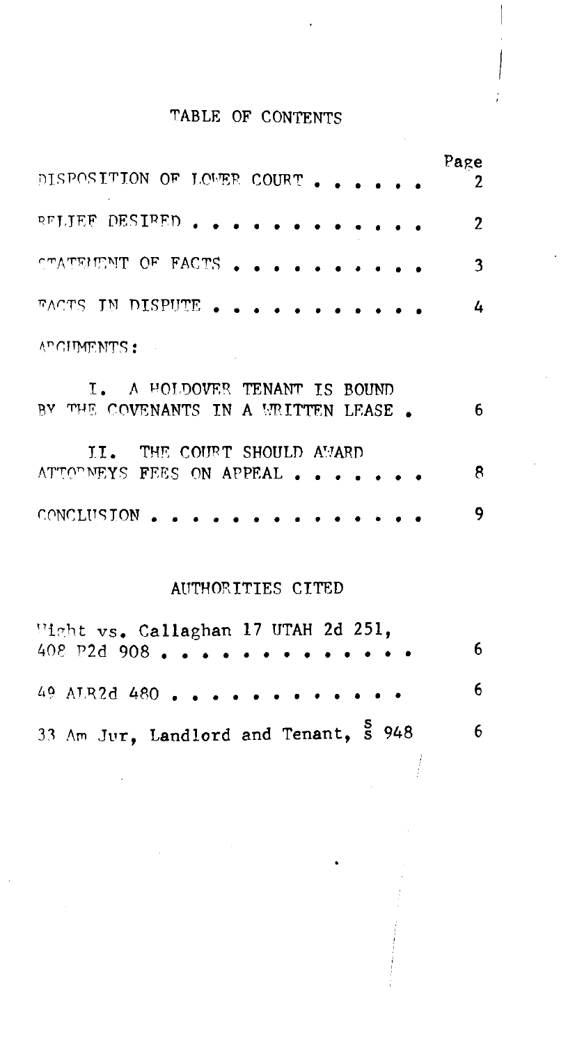## TABLE OF CONTENTS

| | Page |
|---|---|
| DISPOSITION OF LOWER COURT . . . . . . | 2 |
| RELIEF DESIRED . . . . . . . . . . . . | 2 |
| STATEMENT OF FACTS . . . . . . . . . . | 3 |
| FACTS IN DISPUTE . . . . . . . . . . . | 4 |
| ARGUMENTS: | |
| I. A HOLDOVER TENANT IS BOUND BY THE COVENANTS IN A WRITTEN LEASE . | 6 |
| II. THE COURT SHOULD AWARD ATTORNEYS FEES ON APPEAL . . . . . . . | 8 |
| CONCLUSION . . . . . . . . . . . . . . | 9 |

## AUTHORITIES CITED

| | |
|---|---|
| Wight vs. Callaghan 17 UTAH 2d 251, 408 P2d 908 . . . . . . . . . . . . . | 6 |
| 49 ALR2d 480 . . . . . . . . . . . . . | 6 |
| 33 Am Jur, Landlord and Tenant, §s 948 | 6 |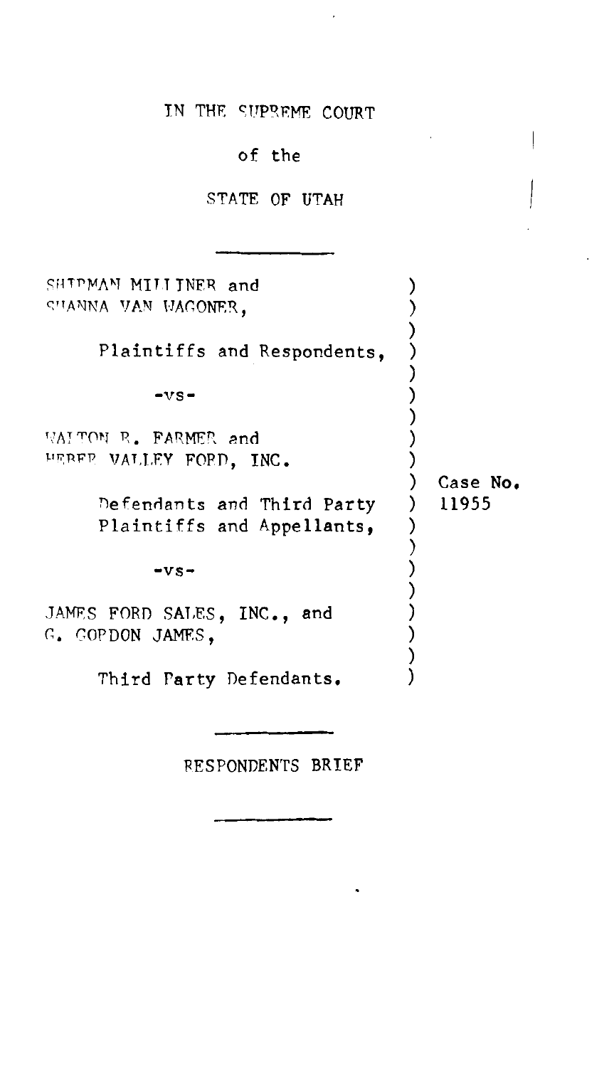IN THE SUPREME COURT

of the

STATE OF UTAH

---

SHIPMAN MILLINER and SHANNA VAN WAGONER,

Plaintiffs and Respondents,

-vs-

WALTON R. FARMER and HEBER VALLEY FORD, INC.

Defendants and Third Party Plaintiffs and Appellants,

-vs-

JAMES FORD SALES, INC., and G. GORDON JAMES,

Third Party Defendants.

Case No. 11955

---

RESPONDENTS BRIEF

---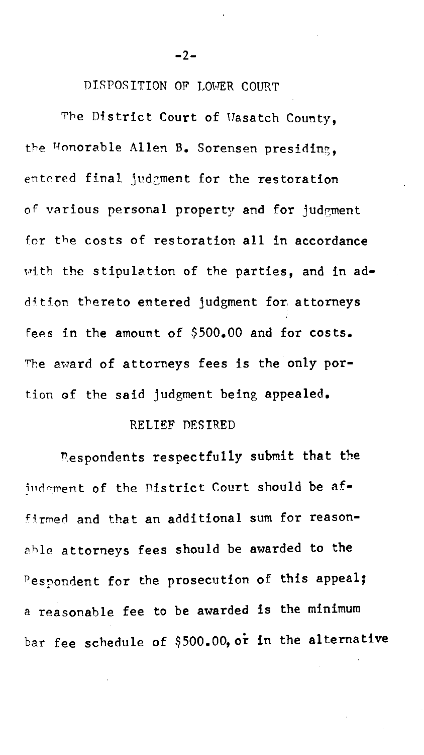## DISPOSITION OF LOWER COURT

The District Court of Wasatch County, the Honorable Allen B. Sorensen presiding, entered final judgment for the restoration of various personal property and for judgment for the costs of restoration all in accordance with the stipulation of the parties, and in addition thereto entered judgment for attorneys fees in the amount of $500.00 and for costs. The award of attorneys fees is the only portion of the said judgment being appealed.

## RELIEF DESIRED

Respondents respectfully submit that the judgment of the District Court should be affirmed and that an additional sum for reasonable attorneys fees should be awarded to the Respondent for the prosecution of this appeal; a reasonable fee to be awarded is the minimum bar fee schedule of $500.00, or in the alternative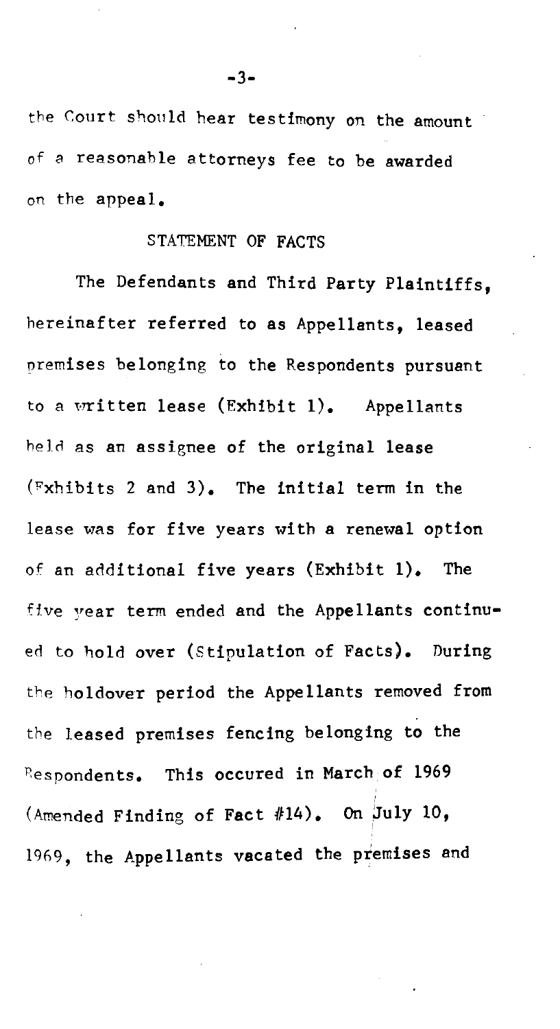the Court should hear testimony on the amount of a reasonable attorneys fee to be awarded on the appeal.

## STATEMENT OF FACTS

The Defendants and Third Party Plaintiffs, hereinafter referred to as Appellants, leased premises belonging to the Respondents pursuant to a written lease (Exhibit 1). Appellants held as an assignee of the original lease (Exhibits 2 and 3). The initial term in the lease was for five years with a renewal option of an additional five years (Exhibit 1). The five year term ended and the Appellants continued to hold over (Stipulation of Facts). During the holdover period the Appellants removed from the leased premises fencing belonging to the Respondents. This occured in March of 1969 (Amended Finding of Fact #14). On July 10, 1969, the Appellants vacated the premises and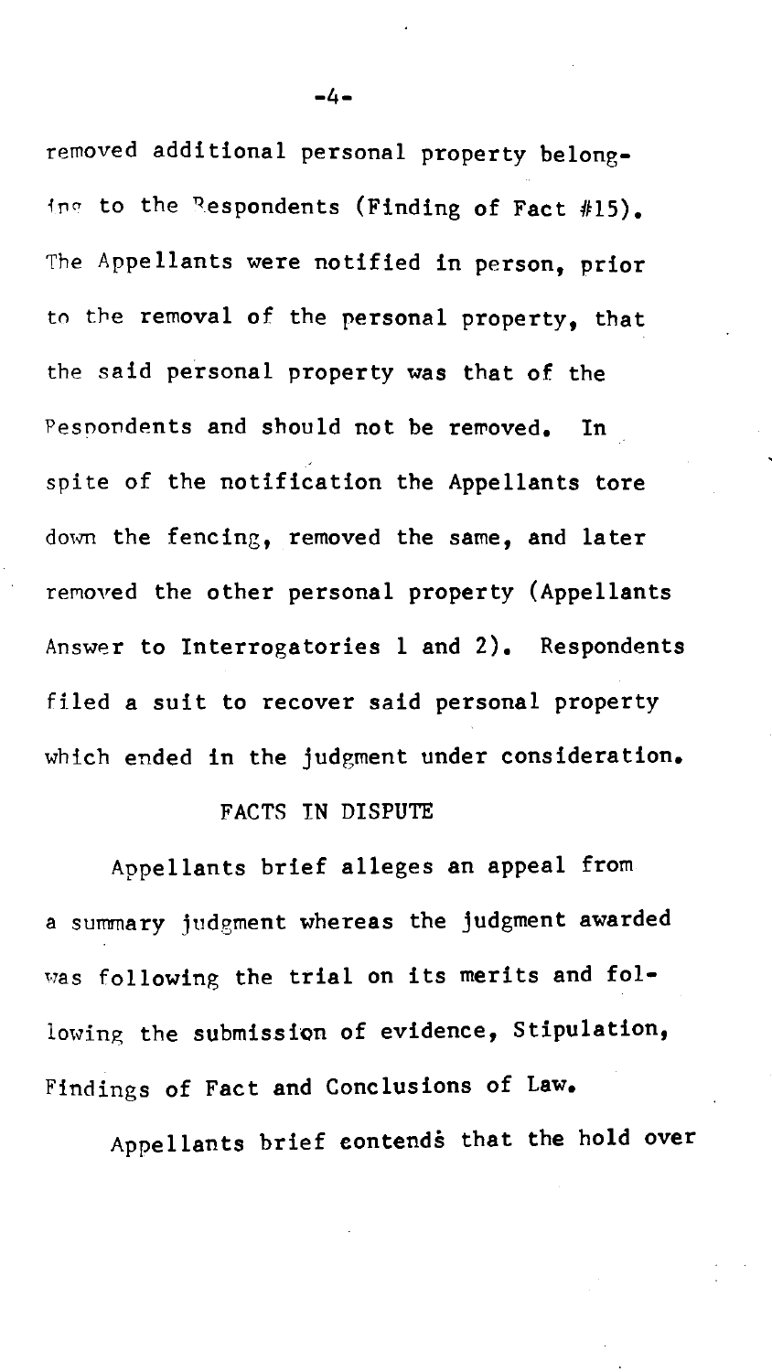removed additional personal property belonging to the Respondents (Finding of Fact #15). The Appellants were notified in person, prior to the removal of the personal property, that the said personal property was that of the Respondents and should not be removed. In spite of the notification the Appellants tore down the fencing, removed the same, and later removed the other personal property (Appellants Answer to Interrogatories 1 and 2). Respondents filed a suit to recover said personal property which ended in the judgment under consideration.

## FACTS IN DISPUTE

Appellants brief alleges an appeal from a summary judgment whereas the judgment awarded was following the trial on its merits and following the submission of evidence, Stipulation, Findings of Fact and Conclusions of Law.

Appellants brief contends that the hold over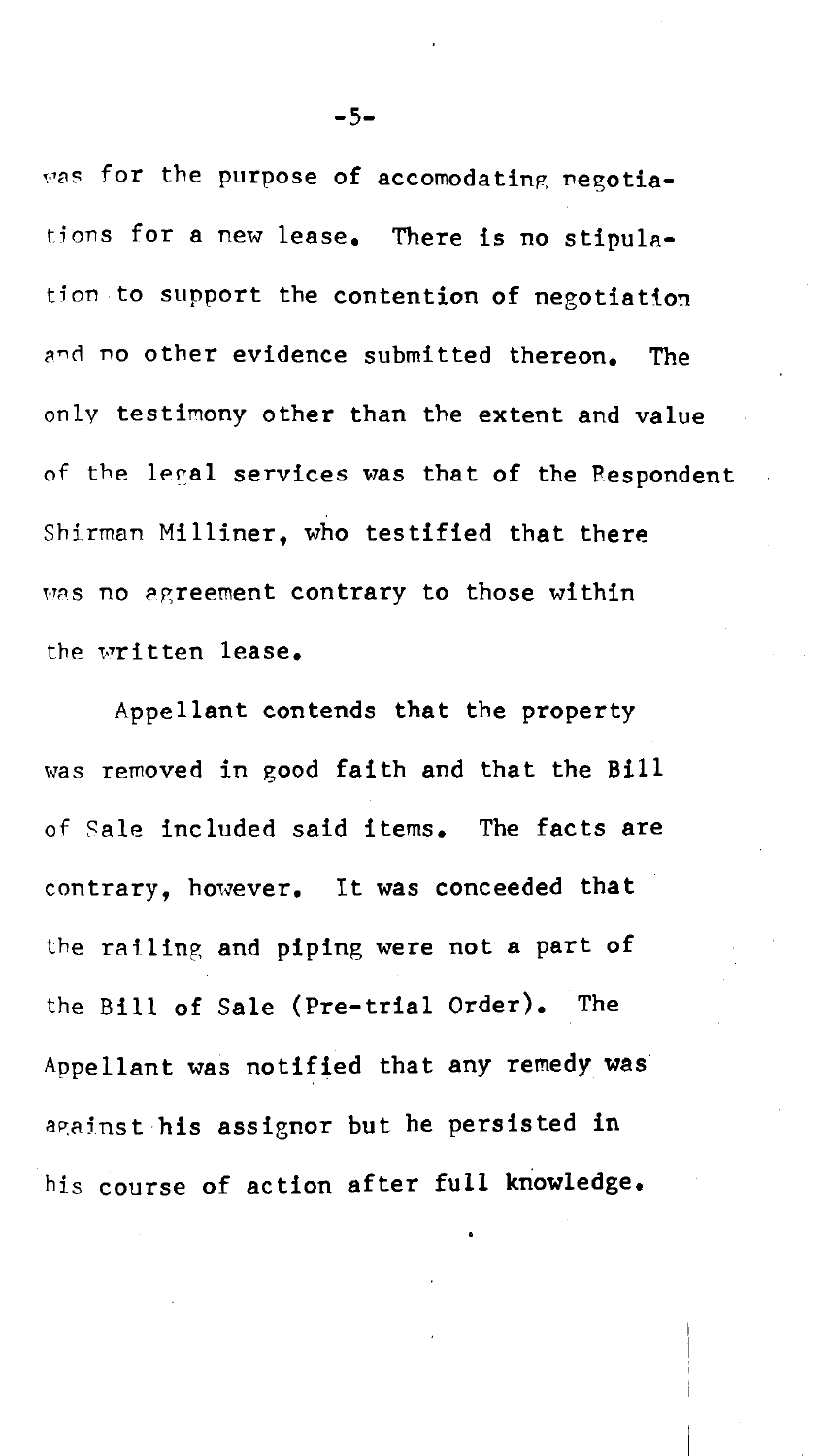was for the purpose of accomodating negotiations for a new lease. There is no stipulation to support the contention of negotiation and no other evidence submitted thereon. The only testimony other than the extent and value of the legal services was that of the Respondent Shirman Milliner, who testified that there was no agreement contrary to those within the written lease.

Appellant contends that the property was removed in good faith and that the Bill of Sale included said items. The facts are contrary, however. It was conceeded that the railing and piping were not a part of the Bill of Sale (Pre-trial Order). The Appellant was notified that any remedy was against his assignor but he persisted in his course of action after full knowledge.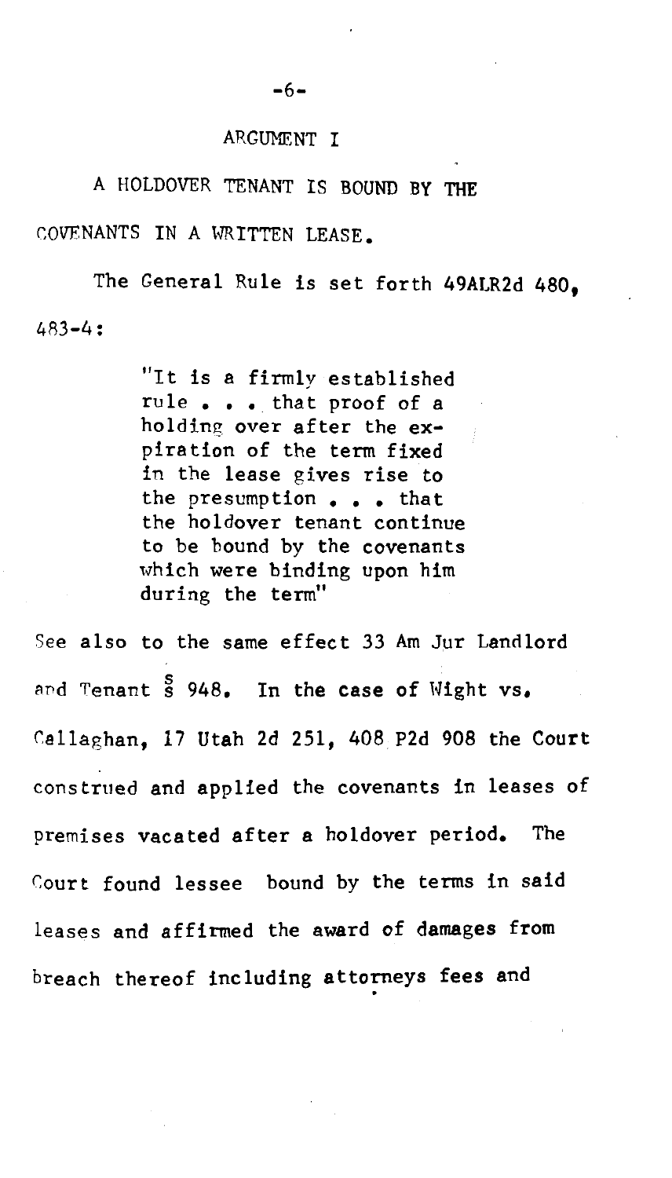## ARGUMENT I

### A HOLDOVER TENANT IS BOUND BY THE COVENANTS IN A WRITTEN LEASE.

The General Rule is set forth 49ALR2d 480, 483-4:

> "It is a firmly established rule . . . that proof of a holding over after the expiration of the term fixed in the lease gives rise to the presumption . . . that the holdover tenant continue to be bound by the covenants which were binding upon him during the term"

See also to the same effect 33 Am Jur Landlord and Tenant §s 948. In the case of Wight vs. Callaghan, 17 Utah 2d 251, 408 P2d 908 the Court construed and applied the covenants in leases of premises vacated after a holdover period. The Court found lessee bound by the terms in said leases and affirmed the award of damages from breach thereof including attorneys fees and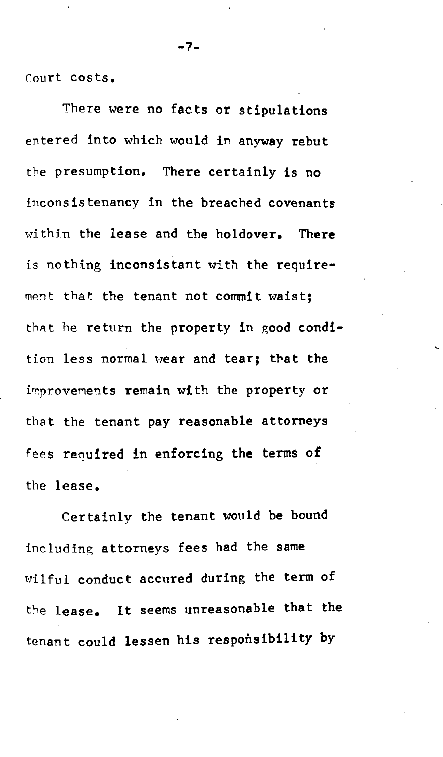Court costs.

There were no facts or stipulations entered into which would in anyway rebut the presumption. There certainly is no inconsistenancy in the breached covenants within the lease and the holdover. There is nothing inconsistant with the requirement that the tenant not commit waist; that he return the property in good condition less normal wear and tear; that the improvements remain with the property or that the tenant pay reasonable attorneys fees required in enforcing the terms of the lease.

Certainly the tenant would be bound including attorneys fees had the same wilful conduct accured during the term of the lease. It seems unreasonable that the tenant could lessen his responsibility by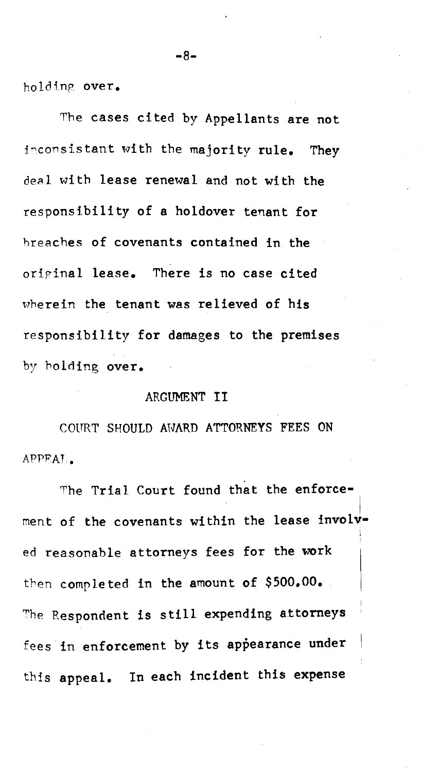holding over.

The cases cited by Appellants are not inconsistant with the majority rule. They deal with lease renewal and not with the responsibility of a holdover tenant for breaches of covenants contained in the original lease. There is no case cited wherein the tenant was relieved of his responsibility for damages to the premises by holding over.

## ARGUMENT II

COURT SHOULD AWARD ATTORNEYS FEES ON APPEAL.

The Trial Court found that the enforcement of the covenants within the lease involved reasonable attorneys fees for the work then completed in the amount of $500.00. The Respondent is still expending attorneys fees in enforcement by its appearance under this appeal. In each incident this expense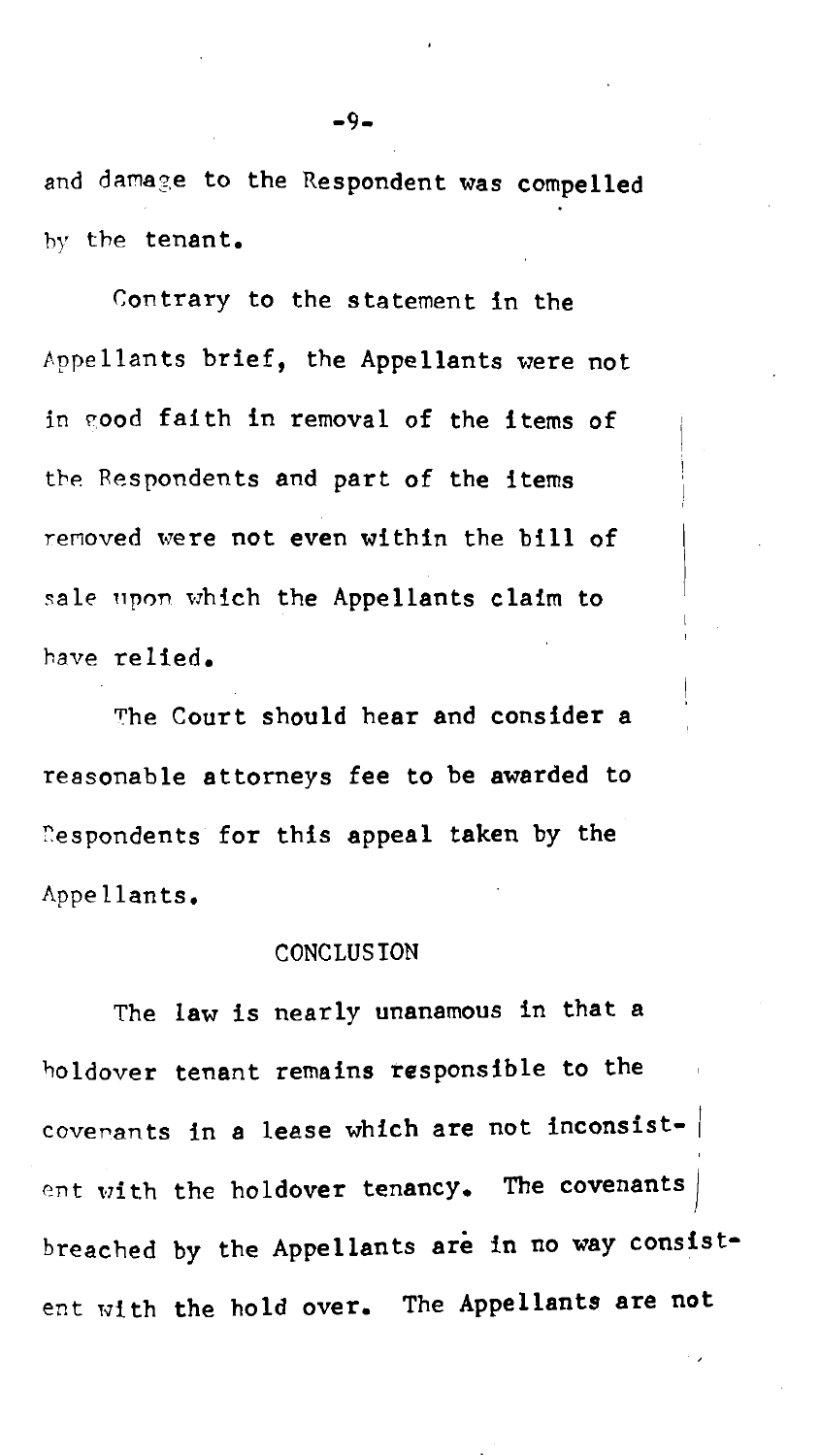and damage to the Respondent was compelled by the tenant.

Contrary to the statement in the Appellants brief, the Appellants were not in good faith in removal of the items of the Respondents and part of the items removed were not even within the bill of sale upon which the Appellants claim to have relied.

The Court should hear and consider a reasonable attorneys fee to be awarded to Respondents for this appeal taken by the Appellants.

## CONCLUSION

The law is nearly unanamous in that a holdover tenant remains responsible to the covenants in a lease which are not inconsistent with the holdover tenancy. The covenants breached by the Appellants are in no way consistent with the hold over. The Appellants are not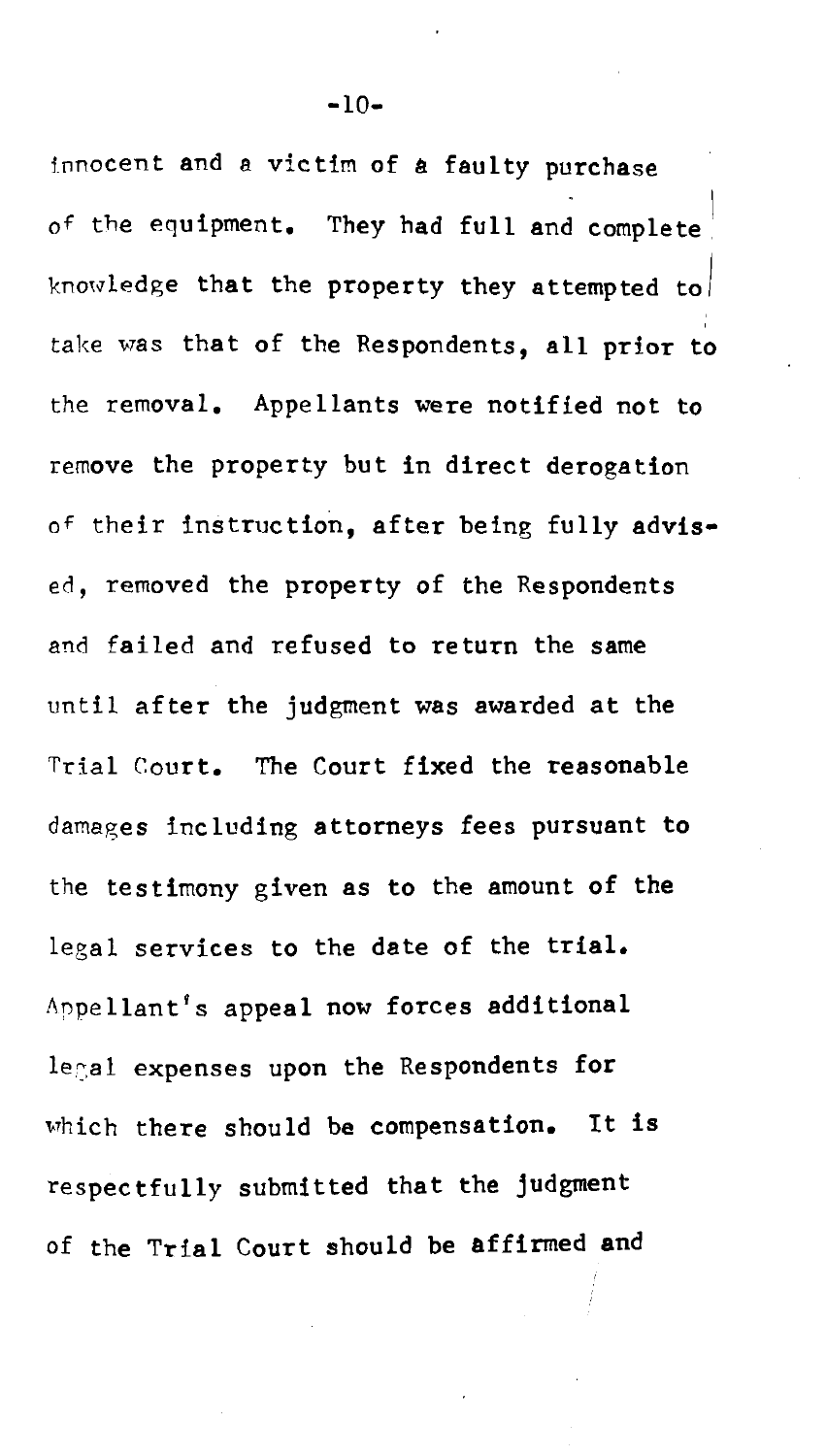innocent and a victim of a faulty purchase of the equipment. They had full and complete knowledge that the property they attempted to take was that of the Respondents, all prior to the removal. Appellants were notified not to remove the property but in direct derogation of their instruction, after being fully advised, removed the property of the Respondents and failed and refused to return the same until after the judgment was awarded at the Trial Court. The Court fixed the reasonable damages including attorneys fees pursuant to the testimony given as to the amount of the legal services to the date of the trial. Appellant's appeal now forces additional legal expenses upon the Respondents for which there should be compensation. It is respectfully submitted that the judgment of the Trial Court should be affirmed and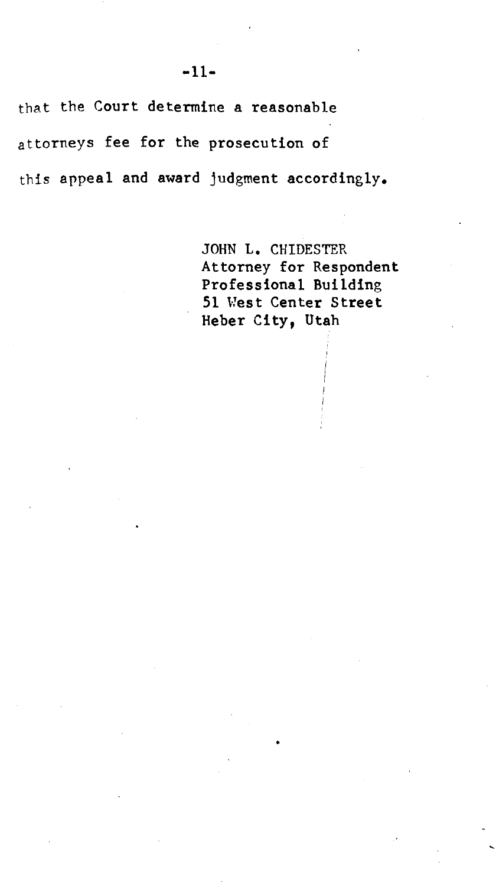that the Court determine a reasonable attorneys fee for the prosecution of this appeal and award judgment accordingly.

JOHN L. CHIDESTER
Attorney for Respondent
Professional Building
51 West Center Street
Heber City, Utah